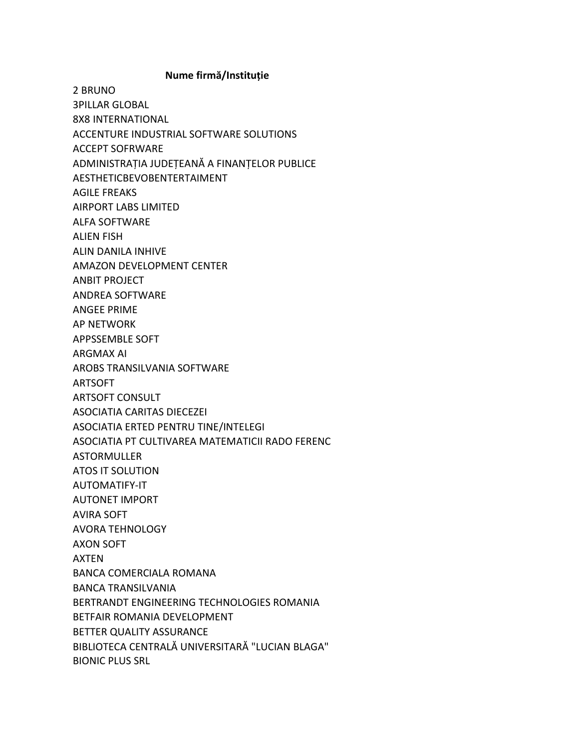**Nume firmă/Instituție**

2 BRUNO
3PILLAR GLOBAL
8X8 INTERNATIONAL
ACCENTURE INDUSTRIAL SOFTWARE SOLUTIONS
ACCEPT SOFRWARE
ADMINISTRAȚIA JUDEȚEANĂ A FINANȚELOR PUBLICE
AESTHETICBEVOBENTERTAIMENT
AGILE FREAKS
AIRPORT LABS LIMITED
ALFA SOFTWARE
ALIEN FISH
ALIN DANILA INHIVE
AMAZON DEVELOPMENT CENTER
ANBIT PROJECT
ANDREA SOFTWARE
ANGEE PRIME
AP NETWORK
APPSSEMBLE SOFT
ARGMAX AI
AROBS TRANSILVANIA SOFTWARE
ARTSOFT
ARTSOFT CONSULT
ASOCIATIA CARITAS DIECEZEI
ASOCIATIA ERTED PENTRU TINE/INTELEGI
ASOCIATIA PT CULTIVAREA MATEMATICII RADO FERENC
ASTORMULLER
ATOS IT SOLUTION
AUTOMATIFY-IT
AUTONET IMPORT
AVIRA SOFT
AVORA TEHNOLOGY
AXON SOFT
AXTEN
BANCA COMERCIALA ROMANA
BANCA TRANSILVANIA
BERTRANDT ENGINEERING TECHNOLOGIES ROMANIA
BETFAIR ROMANIA DEVELOPMENT
BETTER QUALITY ASSURANCE
BIBLIOTECA CENTRALĂ UNIVERSITARĂ "LUCIAN BLAGA"
BIONIC PLUS SRL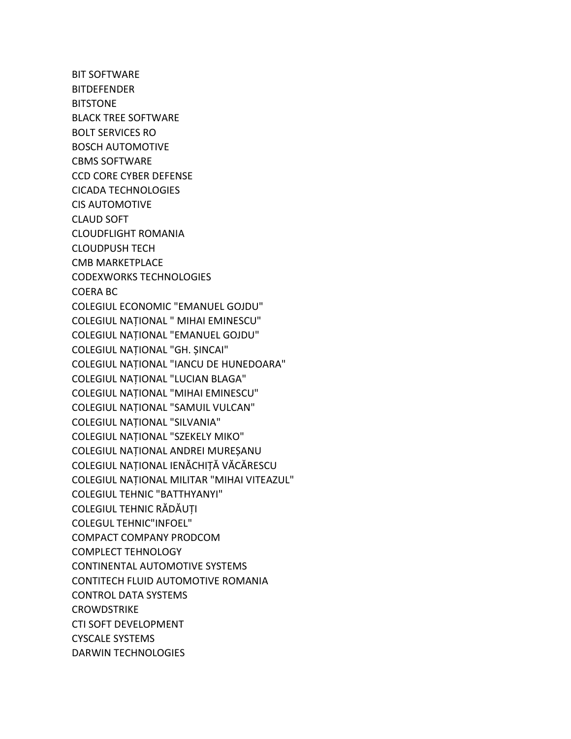BIT SOFTWARE
BITDEFENDER
BITSTONE
BLACK TREE SOFTWARE
BOLT SERVICES RO
BOSCH AUTOMOTIVE
CBMS SOFTWARE
CCD CORE CYBER DEFENSE
CICADA TECHNOLOGIES
CIS AUTOMOTIVE
CLAUD SOFT
CLOUDFLIGHT ROMANIA
CLOUDPUSH TECH
CMB MARKETPLACE
CODEXWORKS TECHNOLOGIES
COERA BC
COLEGIUL ECONOMIC "EMANUEL GOJDU"
COLEGIUL NAȚIONAL " MIHAI EMINESCU"
COLEGIUL NAȚIONAL "EMANUEL GOJDU"
COLEGIUL NAȚIONAL "GH. ȘINCAI"
COLEGIUL NAȚIONAL "IANCU DE HUNEDOARA"
COLEGIUL NAȚIONAL "LUCIAN BLAGA"
COLEGIUL NAȚIONAL "MIHAI EMINESCU"
COLEGIUL NAȚIONAL "SAMUIL VULCAN"
COLEGIUL NAȚIONAL "SILVANIA"
COLEGIUL NAȚIONAL "SZEKELY MIKO"
COLEGIUL NAȚIONAL ANDREI MUREȘANU
COLEGIUL NAȚIONAL IENĂCHIȚĂ VĂCĂRESCU
COLEGIUL NAȚIONAL MILITAR "MIHAI VITEAZUL"
COLEGIUL TEHNIC "BATTHYANYI"
COLEGIUL TEHNIC RĂDĂUȚI
COLEGUL TEHNIC"INFOEL"
COMPACT COMPANY PRODCOM
COMPLECT TEHNOLOGY
CONTINENTAL AUTOMOTIVE SYSTEMS
CONTITECH FLUID AUTOMOTIVE ROMANIA
CONTROL DATA SYSTEMS
CROWDSTRIKE
CTI SOFT DEVELOPMENT
CYSCALE SYSTEMS
DARWIN TECHNOLOGIES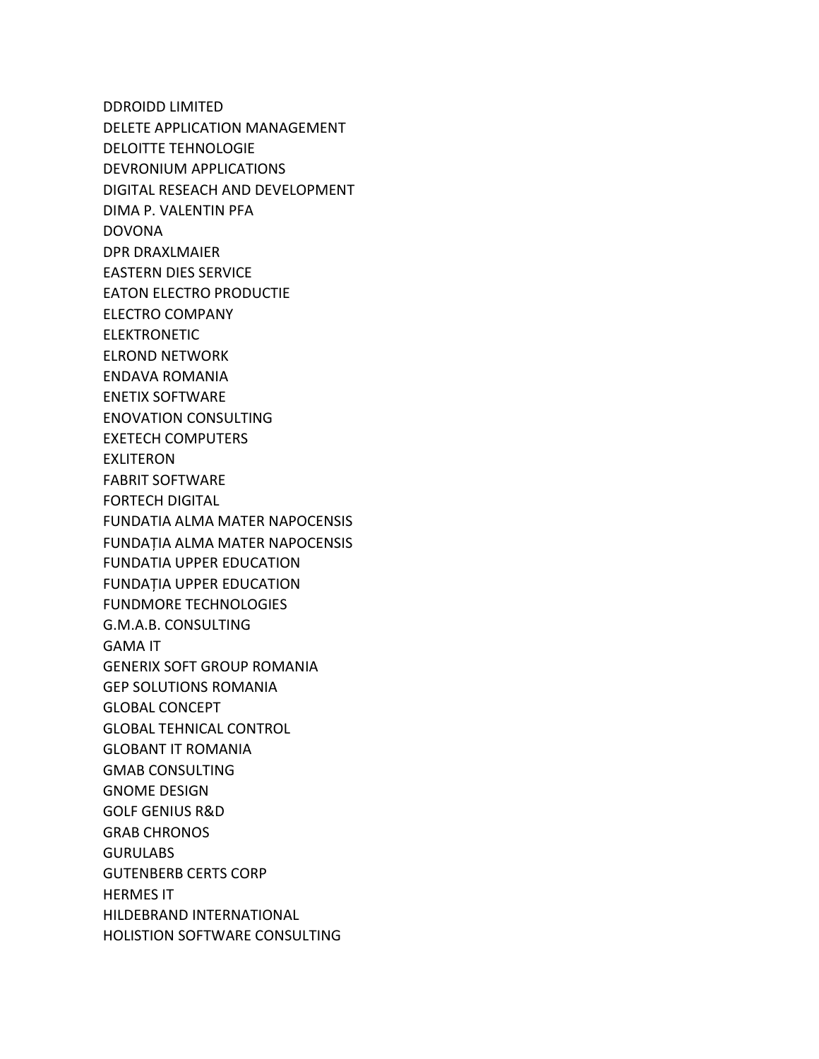DDROIDD LIMITED
DELETE APPLICATION MANAGEMENT
DELOITTE TEHNOLOGIE
DEVRONIUM APPLICATIONS
DIGITAL RESEACH AND DEVELOPMENT
DIMA P. VALENTIN PFA
DOVONA
DPR DRAXLMAIER
EASTERN DIES SERVICE
EATON ELECTRO PRODUCTIE
ELECTRO COMPANY
ELEKTRONETIC
ELROND NETWORK
ENDAVA ROMANIA
ENETIX SOFTWARE
ENOVATION CONSULTING
EXETECH COMPUTERS
EXLITERON
FABRIT SOFTWARE
FORTECH DIGITAL
FUNDATIA ALMA MATER NAPOCENSIS
FUNDAȚIA ALMA MATER NAPOCENSIS
FUNDATIA UPPER EDUCATION
FUNDAȚIA UPPER EDUCATION
FUNDMORE TECHNOLOGIES
G.M.A.B. CONSULTING
GAMA IT
GENERIX SOFT GROUP ROMANIA
GEP SOLUTIONS ROMANIA
GLOBAL CONCEPT
GLOBAL TEHNICAL CONTROL
GLOBANT IT ROMANIA
GMAB CONSULTING
GNOME DESIGN
GOLF GENIUS R&D
GRAB CHRONOS
GURULABS
GUTENBERB CERTS CORP
HERMES IT
HILDEBRAND INTERNATIONAL
HOLISTION SOFTWARE CONSULTING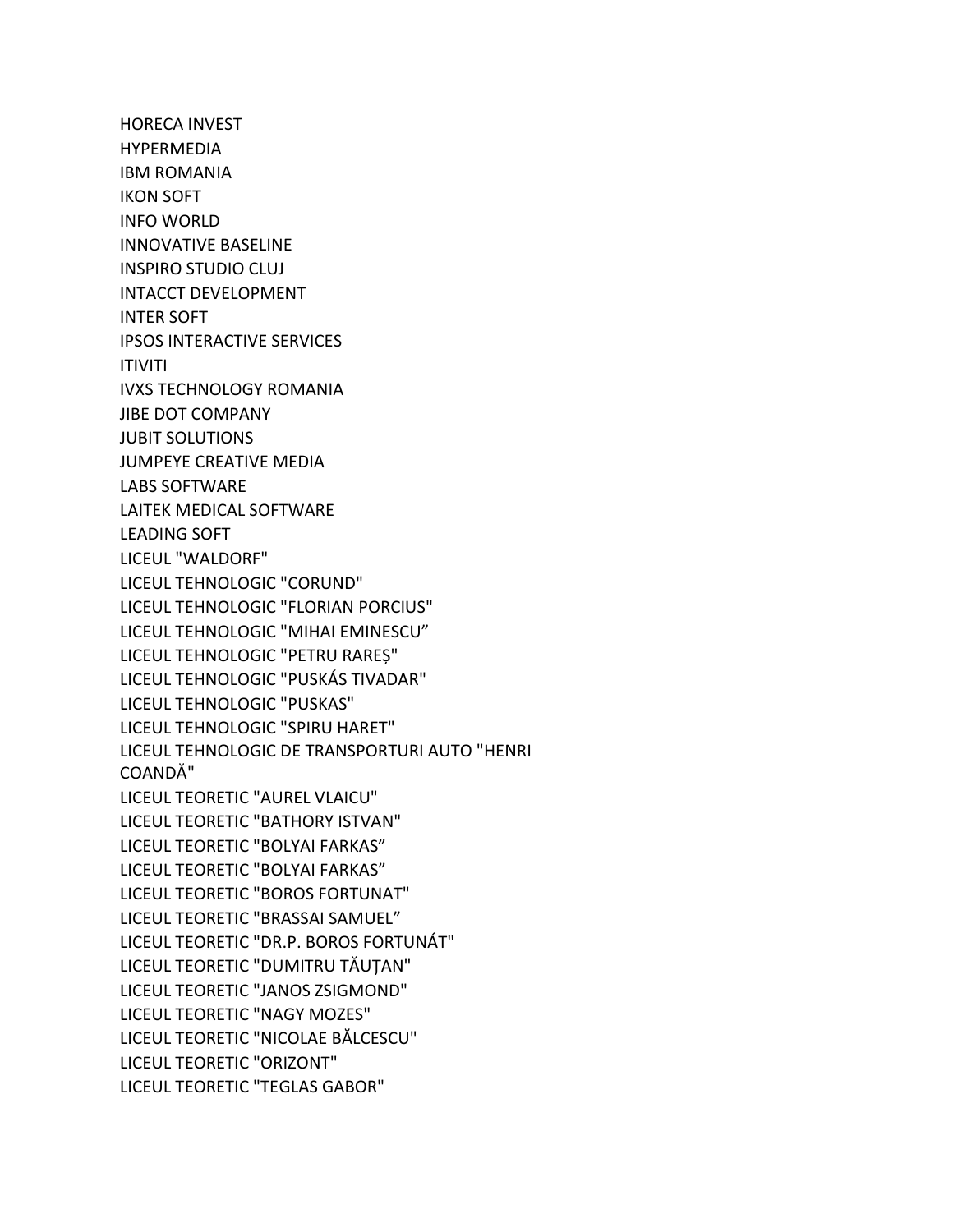HORECA INVEST
HYPERMEDIA
IBM ROMANIA
IKON SOFT
INFO WORLD
INNOVATIVE BASELINE
INSPIRO STUDIO CLUJ
INTACCT DEVELOPMENT
INTER SOFT
IPSOS INTERACTIVE SERVICES
ITIVITI
IVXS TECHNOLOGY ROMANIA
JIBE DOT COMPANY
JUBIT SOLUTIONS
JUMPEYE CREATIVE MEDIA
LABS SOFTWARE
LAITEK MEDICAL SOFTWARE
LEADING SOFT
LICEUL "WALDORF"
LICEUL TEHNOLOGIC "CORUND"
LICEUL TEHNOLOGIC "FLORIAN PORCIUS"
LICEUL TEHNOLOGIC "MIHAI EMINESCU”
LICEUL TEHNOLOGIC "PETRU RAREȘ"
LICEUL TEHNOLOGIC "PUSKÁS TIVADAR"
LICEUL TEHNOLOGIC "PUSKAS"
LICEUL TEHNOLOGIC "SPIRU HARET"
LICEUL TEHNOLOGIC DE TRANSPORTURI AUTO "HENRI COANDĂ"
LICEUL TEORETIC "AUREL VLAICU"
LICEUL TEORETIC "BATHORY ISTVAN"
LICEUL TEORETIC "BOLYAI FARKAS”
LICEUL TEORETIC "BOLYAI FARKAS”
LICEUL TEORETIC "BOROS FORTUNAT"
LICEUL TEORETIC "BRASSAI SAMUEL”
LICEUL TEORETIC "DR.P. BOROS FORTUNÁT"
LICEUL TEORETIC "DUMITRU TĂUȚAN"
LICEUL TEORETIC "JANOS ZSIGMOND"
LICEUL TEORETIC "NAGY MOZES"
LICEUL TEORETIC "NICOLAE BĂLCESCU"
LICEUL TEORETIC "ORIZONT"
LICEUL TEORETIC "TEGLAS GABOR"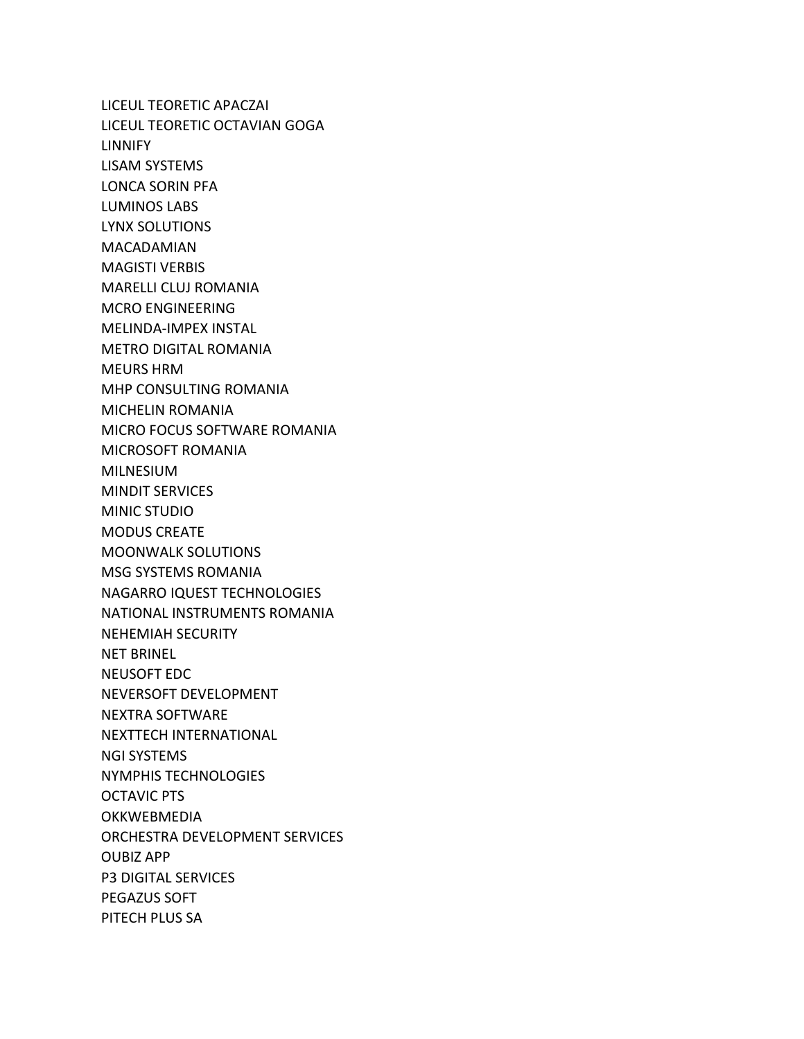LICEUL TEORETIC APACZAI
LICEUL TEORETIC OCTAVIAN GOGA
LINNIFY
LISAM SYSTEMS
LONCA SORIN PFA
LUMINOS LABS
LYNX SOLUTIONS
MACADAMIAN
MAGISTI VERBIS
MARELLI CLUJ ROMANIA
MCRO ENGINEERING
MELINDA-IMPEX INSTAL
METRO DIGITAL ROMANIA
MEURS HRM
MHP CONSULTING ROMANIA
MICHELIN ROMANIA
MICRO FOCUS SOFTWARE ROMANIA
MICROSOFT ROMANIA
MILNESIUM
MINDIT SERVICES
MINIC STUDIO
MODUS CREATE
MOONWALK SOLUTIONS
MSG SYSTEMS ROMANIA
NAGARRO IQUEST TECHNOLOGIES
NATIONAL INSTRUMENTS ROMANIA
NEHEMIAH SECURITY
NET BRINEL
NEUSOFT EDC
NEVERSOFT DEVELOPMENT
NEXTRA SOFTWARE
NEXTTECH INTERNATIONAL
NGI SYSTEMS
NYMPHIS TECHNOLOGIES
OCTAVIC PTS
OKKWEBMEDIA
ORCHESTRA DEVELOPMENT SERVICES
OUBIZ APP
P3 DIGITAL SERVICES
PEGAZUS SOFT
PITECH PLUS SA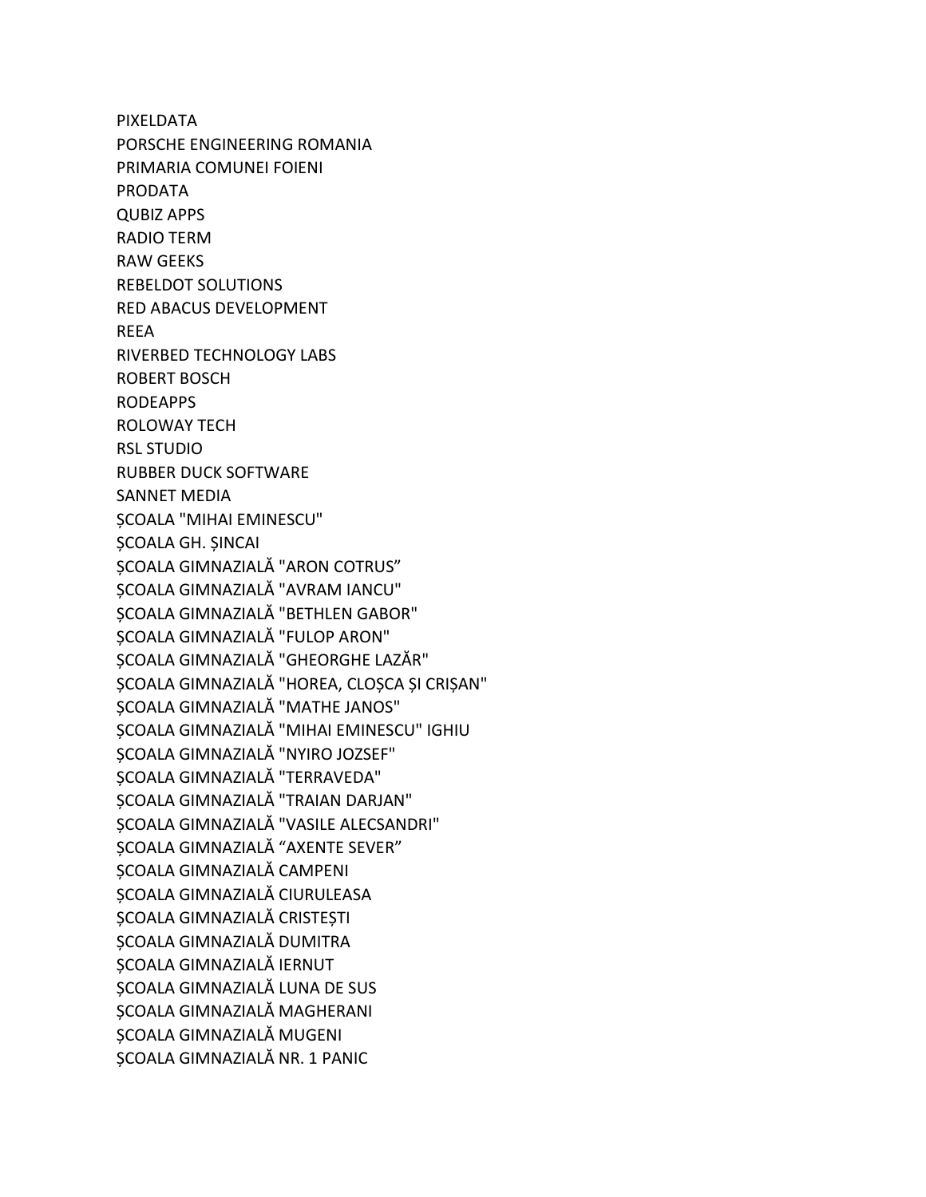PIXELDATA
PORSCHE ENGINEERING ROMANIA
PRIMARIA COMUNEI FOIENI
PRODATA
QUBIZ APPS
RADIO TERM
RAW GEEKS
REBELDOT SOLUTIONS
RED ABACUS DEVELOPMENT
REEA
RIVERBED TECHNOLOGY LABS
ROBERT BOSCH
RODEAPPS
ROLOWAY TECH
RSL STUDIO
RUBBER DUCK SOFTWARE
SANNET MEDIA
ȘCOALA "MIHAI EMINESCU"
ȘCOALA GH. ȘINCAI
ȘCOALA GIMNAZIALĂ "ARON COTRUS”
ȘCOALA GIMNAZIALĂ "AVRAM IANCU"
ȘCOALA GIMNAZIALĂ "BETHLEN GABOR"
ȘCOALA GIMNAZIALĂ "FULOP ARON"
ȘCOALA GIMNAZIALĂ "GHEORGHE LAZĂR"
ȘCOALA GIMNAZIALĂ "HOREA, CLOȘCA ȘI CRIȘAN"
ȘCOALA GIMNAZIALĂ "MATHE JANOS"
ȘCOALA GIMNAZIALĂ "MIHAI EMINESCU" IGHIU
ȘCOALA GIMNAZIALĂ "NYIRO JOZSEF"
ȘCOALA GIMNAZIALĂ "TERRAVEDA"
ȘCOALA GIMNAZIALĂ "TRAIAN DARJAN"
ȘCOALA GIMNAZIALĂ "VASILE ALECSANDRI"
ȘCOALA GIMNAZIALĂ “AXENTE SEVER”
ȘCOALA GIMNAZIALĂ CAMPENI
ȘCOALA GIMNAZIALĂ CIURULEASA
ȘCOALA GIMNAZIALĂ CRISTEȘTI
ȘCOALA GIMNAZIALĂ DUMITRA
ȘCOALA GIMNAZIALĂ IERNUT
ȘCOALA GIMNAZIALĂ LUNA DE SUS
ȘCOALA GIMNAZIALĂ MAGHERANI
ȘCOALA GIMNAZIALĂ MUGENI
ȘCOALA GIMNAZIALĂ NR. 1 PANIC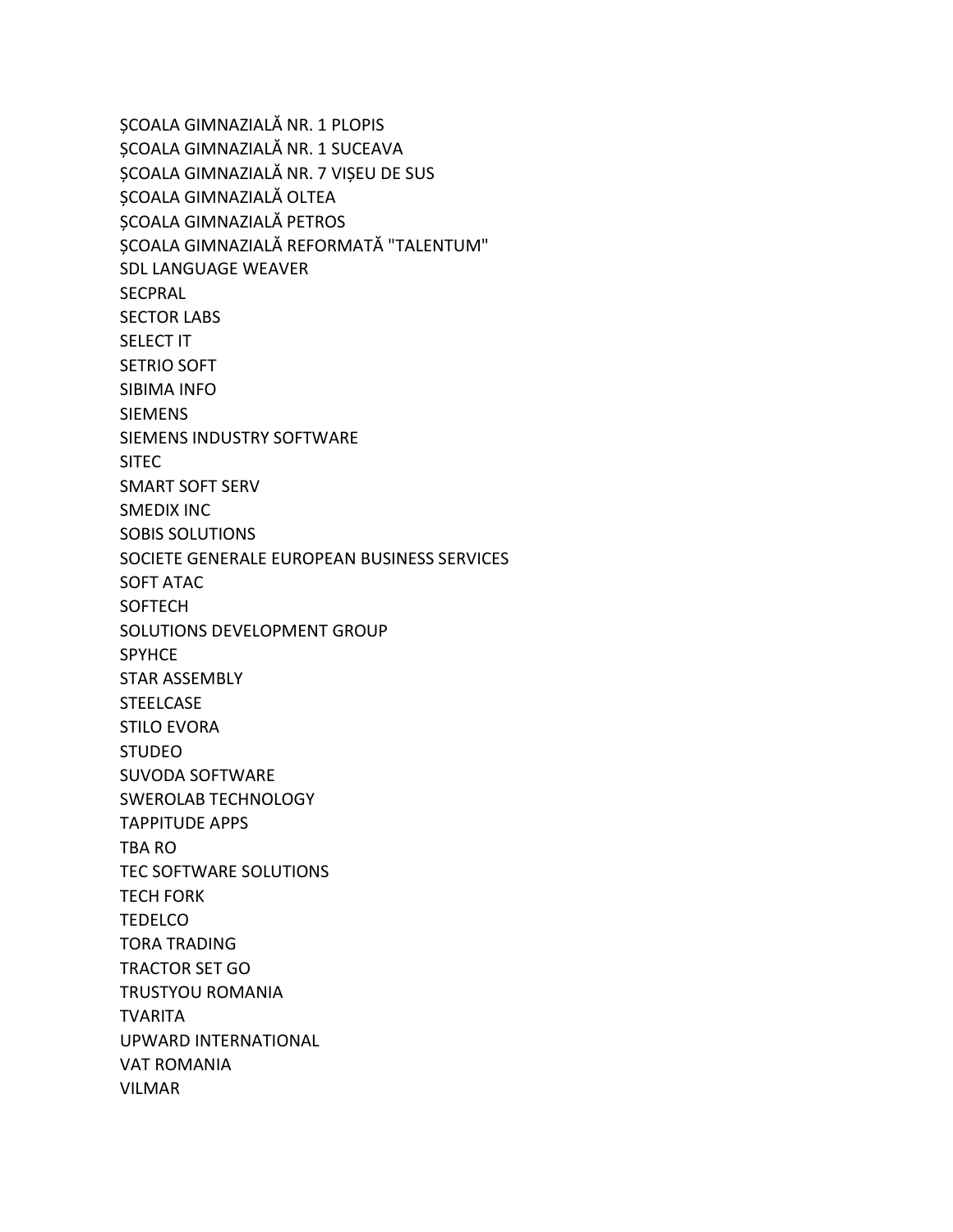ȘCOALA GIMNAZIALĂ NR. 1 PLOPIS
ȘCOALA GIMNAZIALĂ NR. 1 SUCEAVA
ȘCOALA GIMNAZIALĂ NR. 7 VIȘEU DE SUS
ȘCOALA GIMNAZIALĂ OLTEA
ȘCOALA GIMNAZIALĂ PETROS
ȘCOALA GIMNAZIALĂ REFORMATĂ "TALENTUM"
SDL LANGUAGE WEAVER
SECPRAL
SECTOR LABS
SELECT IT
SETRIO SOFT
SIBIMA INFO
SIEMENS
SIEMENS INDUSTRY SOFTWARE
SITEC
SMART SOFT SERV
SMEDIX INC
SOBIS SOLUTIONS
SOCIETE GENERALE EUROPEAN BUSINESS SERVICES
SOFT ATAC
SOFTECH
SOLUTIONS DEVELOPMENT GROUP
SPYHCE
STAR ASSEMBLY
STEELCASE
STILO EVORA
STUDEO
SUVODA SOFTWARE
SWEROLAB TECHNOLOGY
TAPPITUDE APPS
TBA RO
TEC SOFTWARE SOLUTIONS
TECH FORK
TEDELCO
TORA TRADING
TRACTOR SET GO
TRUSTYOU ROMANIA
TVARITA
UPWARD INTERNATIONAL
VAT ROMANIA
VILMAR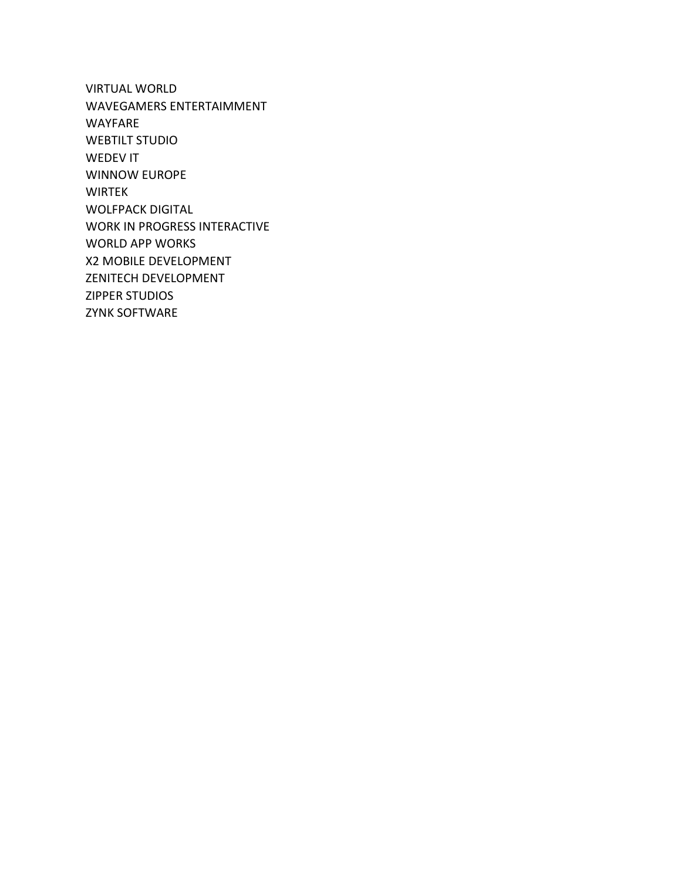VIRTUAL WORLD
WAVEGAMERS ENTERTAIMMENT
WAYFARE
WEBTILT STUDIO
WEDEV IT
WINNOW EUROPE
WIRTEK
WOLFPACK DIGITAL
WORK IN PROGRESS INTERACTIVE
WORLD APP WORKS
X2 MOBILE DEVELOPMENT
ZENITECH DEVELOPMENT
ZIPPER STUDIOS
ZYNK SOFTWARE